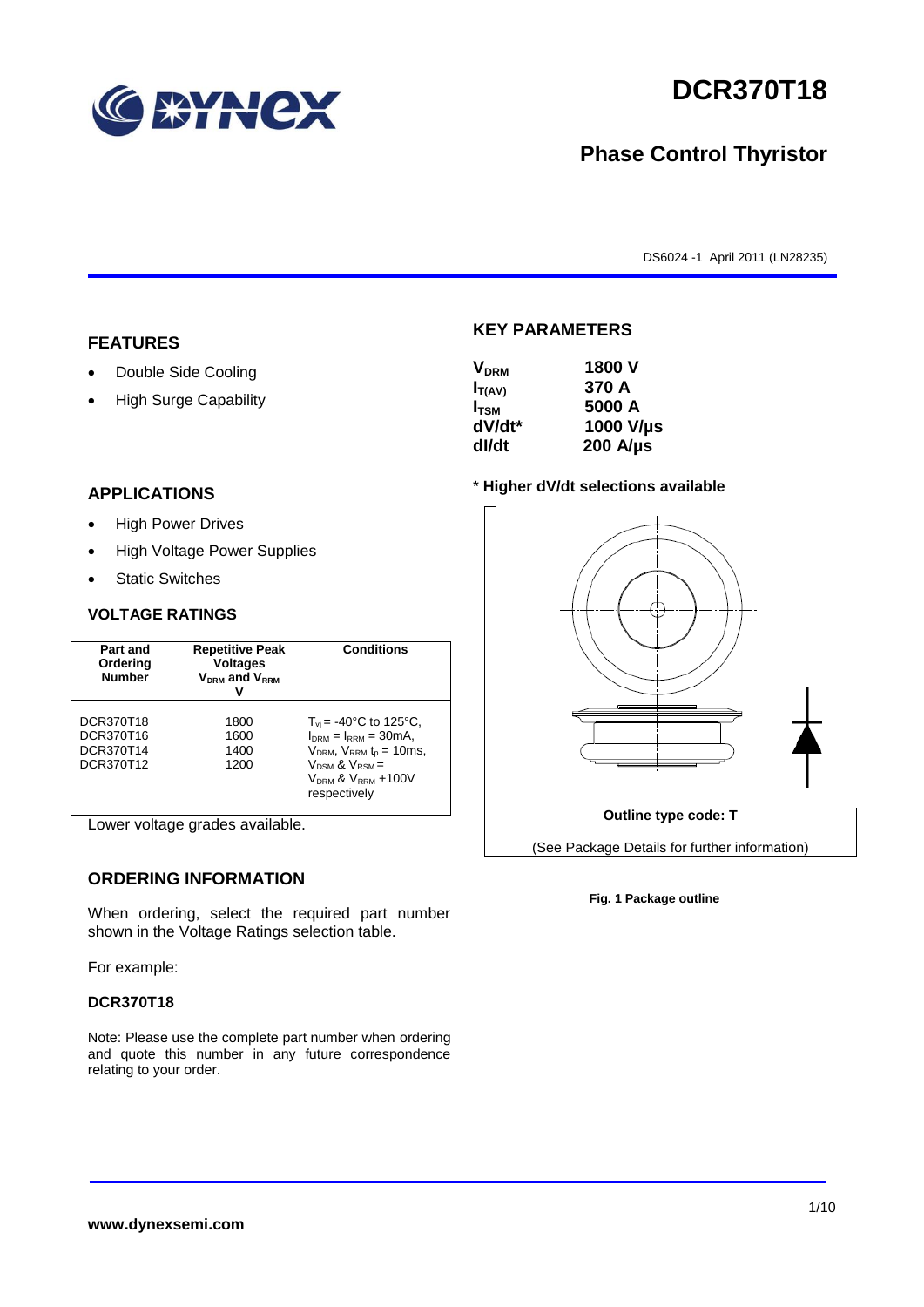# DCR370T18

## Phase Control Thyristor

DS6024 -1 April 2011 (LN28235)

## FEATURES

- Double Side Cooling
- High Surge Capability

## APPLICATIONS

- High Power Drives
- High Voltage Power Supplies
- Static Switches

## VOLTAGE RATINGS

| Part and Ordering Number | Repetitive Peak Voltages $V_{DRM}$ and $V_{RRM}$ V | Conditions |
|---|---|---|
| DCR370T18<br>DCR370T16<br>DCR370T14<br>DCR370T12 | 1800<br>1600<br>1400<br>1200 | $T_{vj}$ = -40°C to 125°C, $I_{DRM}$ = $I_{RRM}$ = 30mA, $V_{DRM}$, $V_{RRM}$ $t_p$ = 10ms, $V_{DSM}$ & $V_{RSM}$ = $V_{DRM}$ & $V_{RRM}$ +100V respectively |

Lower voltage grades available.

## ORDERING INFORMATION

When ordering, select the required part number shown in the Voltage Ratings selection table.

For example:

**DCR370T18**

Note: Please use the complete part number when ordering and quote this number in any future correspondence relating to your order.

## KEY PARAMETERS

| | |
|---|---|
| $V_{DRM}$ | 1800 V |
| $I_{T(AV)}$ | 370 A |
| $I_{TSM}$ | 5000 A |
| dV/dt* | 1000 V/µs |
| dI/dt | 200 A/µs |

\* **Higher dV/dt selections available**

**Outline type code: T**

(See Package Details for further information)

**Fig. 1 Package outline**

**www.dynexsemi.com**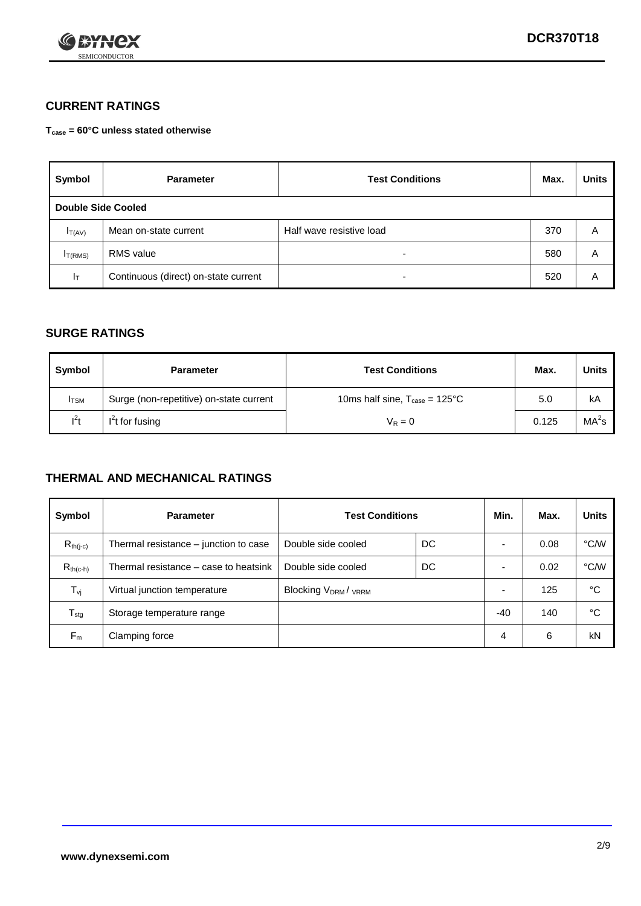## CURRENT RATINGS

**$T_{case}$ = 60°C unless stated otherwise**

| Symbol | Parameter | Test Conditions | Max. | Units |
|---|---|---|---|---|
| **Double Side Cooled** | | | | |
| $I_{T(AV)}$ | Mean on-state current | Half wave resistive load | 370 | A |
| $I_{T(RMS)}$ | RMS value | - | 580 | A |
| $I_T$ | Continuous (direct) on-state current | - | 520 | A |

## SURGE RATINGS

| Symbol | Parameter | Test Conditions | Max. | Units |
|---|---|---|---|---|
| $I_{TSM}$ | Surge (non-repetitive) on-state current | 10ms half sine, $T_{case}$ = 125°C | 5.0 | kA |
| $I^2t$ | $I^2t$ for fusing | $V_R = 0$ | 0.125 | $MA^2s$ |

## THERMAL AND MECHANICAL RATINGS

| Symbol | Parameter | Test Conditions | | Min. | Max. | Units |
|---|---|---|---|---|---|---|
| $R_{th(j-c)}$ | Thermal resistance – junction to case | Double side cooled | DC | - | 0.08 | °C/W |
| $R_{th(c-h)}$ | Thermal resistance – case to heatsink | Double side cooled | DC | - | 0.02 | °C/W |
| $T_{vj}$ | Virtual junction temperature | Blocking $V_{DRM}$ / $V_{RRM}$ | | - | 125 | °C |
| $T_{stg}$ | Storage temperature range | | | -40 | 140 | °C |
| $F_m$ | Clamping force | | | 4 | 6 | kN |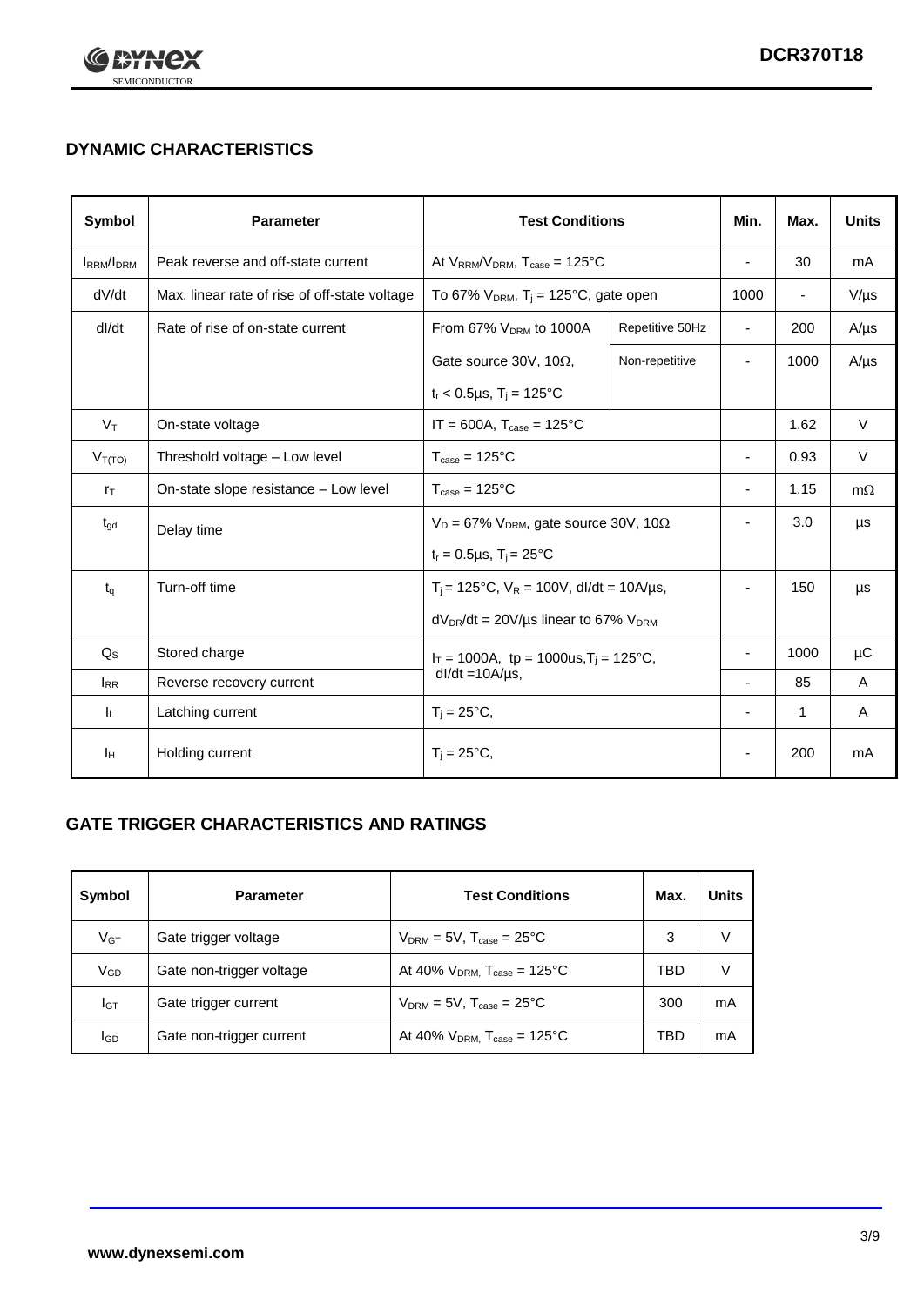## DYNAMIC CHARACTERISTICS

| Symbol | Parameter | Test Conditions | | Min. | Max. | Units |
|---|---|---|---|---|---|---|
| $I_{RRM}/I_{DRM}$ | Peak reverse and off-state current | At $V_{RRM}/V_{DRM}$, $T_{case}$ = 125°C | | - | 30 | mA |
| dV/dt | Max. linear rate of rise of off-state voltage | To 67% $V_{DRM}$, $T_j$ = 125°C, gate open | | 1000 | - | V/µs |
| dI/dt | Rate of rise of on-state current | From 67% $V_{DRM}$ to 1000A | Repetitive 50Hz | - | 200 | A/µs |
| | | Gate source 30V, 10Ω, $t_r$ < 0.5µs, $T_j$ = 125°C | Non-repetitive | - | 1000 | A/µs |
| $V_T$ | On-state voltage | IT = 600A, $T_{case}$ = 125°C | | | 1.62 | V |
| $V_{T(TO)}$ | Threshold voltage – Low level | $T_{case}$ = 125°C | | - | 0.93 | V |
| $r_T$ | On-state slope resistance – Low level | $T_{case}$ = 125°C | | - | 1.15 | mΩ |
| $t_{gd}$ | Delay time | $V_D$ = 67% $V_{DRM}$, gate source 30V, 10Ω, $t_r$ = 0.5µs, $T_j$ = 25°C | | - | 3.0 | µs |
| $t_q$ | Turn-off time | $T_j$ = 125°C, $V_R$ = 100V, dI/dt = 10A/µs, $dV_{DR}/dt$ = 20V/µs linear to 67% $V_{DRM}$ | | - | 150 | µs |
| $Q_S$ | Stored charge | $I_T$ = 1000A, tp = 1000us, $T_j$ = 125°C, dI/dt =10A/µs, | | - | 1000 | µC |
| $I_{RR}$ | Reverse recovery current | | | - | 85 | A |
| $I_L$ | Latching current | $T_j$ = 25°C, | | - | 1 | A |
| $I_H$ | Holding current | $T_j$ = 25°C, | | - | 200 | mA |

## GATE TRIGGER CHARACTERISTICS AND RATINGS

| Symbol | Parameter | Test Conditions | Max. | Units |
|---|---|---|---|---|
| $V_{GT}$ | Gate trigger voltage | $V_{DRM}$ = 5V, $T_{case}$ = 25°C | 3 | V |
| $V_{GD}$ | Gate non-trigger voltage | At 40% $V_{DRM,}$ $T_{case}$ = 125°C | TBD | V |
| $I_{GT}$ | Gate trigger current | $V_{DRM}$ = 5V, $T_{case}$ = 25°C | 300 | mA |
| $I_{GD}$ | Gate non-trigger current | At 40% $V_{DRM,}$ $T_{case}$ = 125°C | TBD | mA |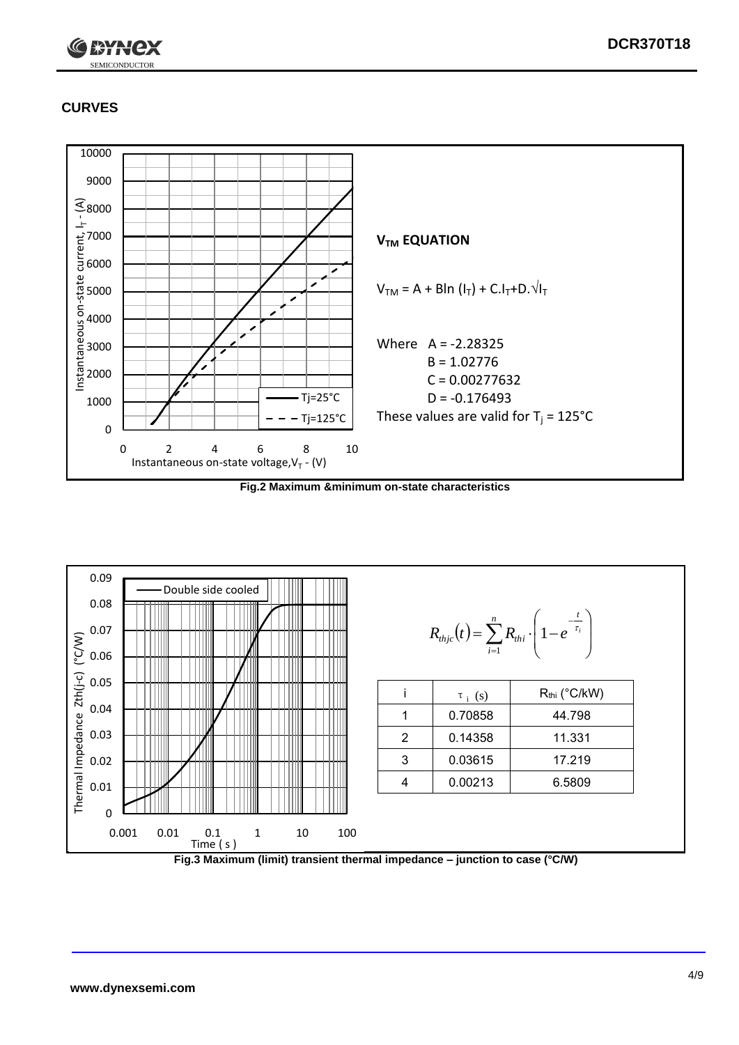## CURVES

### $V_{TM}$ EQUATION

$$V_{TM} = A + B\ln(I_T) + C.I_T + D.\sqrt{I_T}$$

Where A = -2.28325  
B = 1.02776  
C = 0.00277632  
D = -0.176493  
These values are valid for $T_j = 125°C$

**Fig.2 Maximum &minimum on-state characteristics**

$$R_{thjc}(t) = \sum_{i=1}^{n} R_{thi} \cdot \left(1 - e^{-\frac{t}{\tau_i}}\right)$$

| i | $\tau_i$ (s) | $R_{thi}$ (°C/kW) |
|---|---|---|
| 1 | 0.70858 | 44.798 |
| 2 | 0.14358 | 11.331 |
| 3 | 0.03615 | 17.219 |
| 4 | 0.00213 | 6.5809 |

**Fig.3 Maximum (limit) transient thermal impedance – junction to case (°C/W)**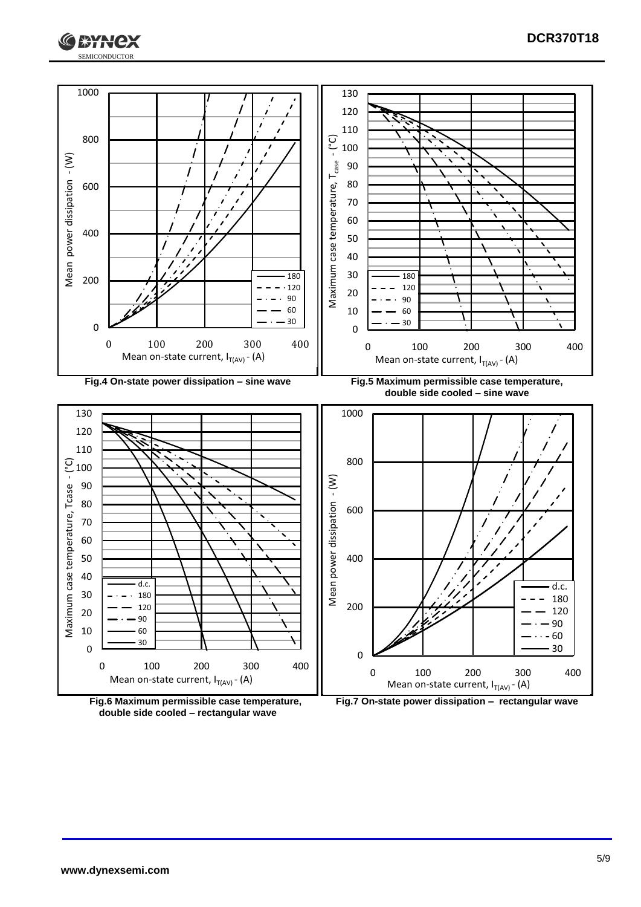Fig.4 On-state power dissipation – sine wave

Fig.5 Maximum permissible case temperature, double side cooled – sine wave

Fig.6 Maximum permissible case temperature, double side cooled – rectangular wave

Fig.7 On-state power dissipation – rectangular wave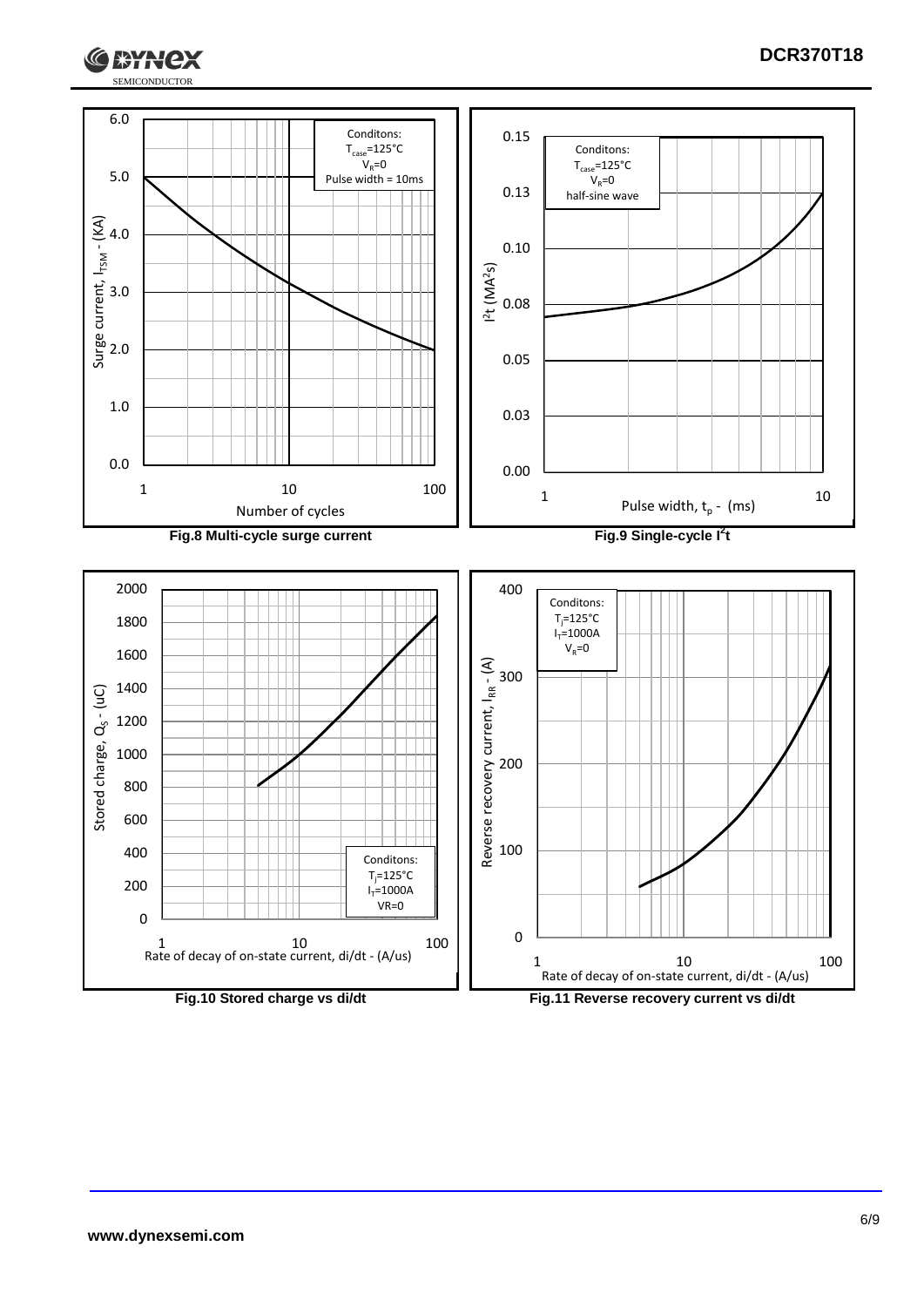Fig.8 Multi-cycle surge current

Fig.9 Single-cycle $I^2t$

Fig.10 Stored charge vs di/dt

Fig.11 Reverse recovery current vs di/dt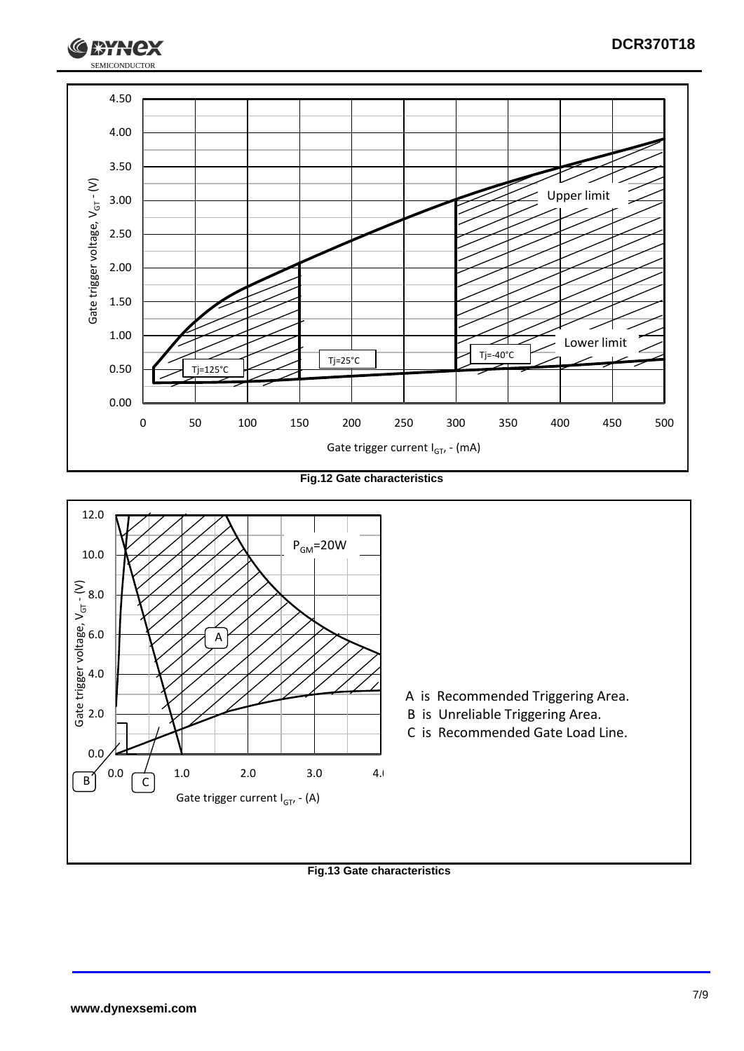Fig.12 Gate characteristics

A is Recommended Triggering Area.

B is Unreliable Triggering Area.

C is Recommended Gate Load Line.

Fig.13 Gate characteristics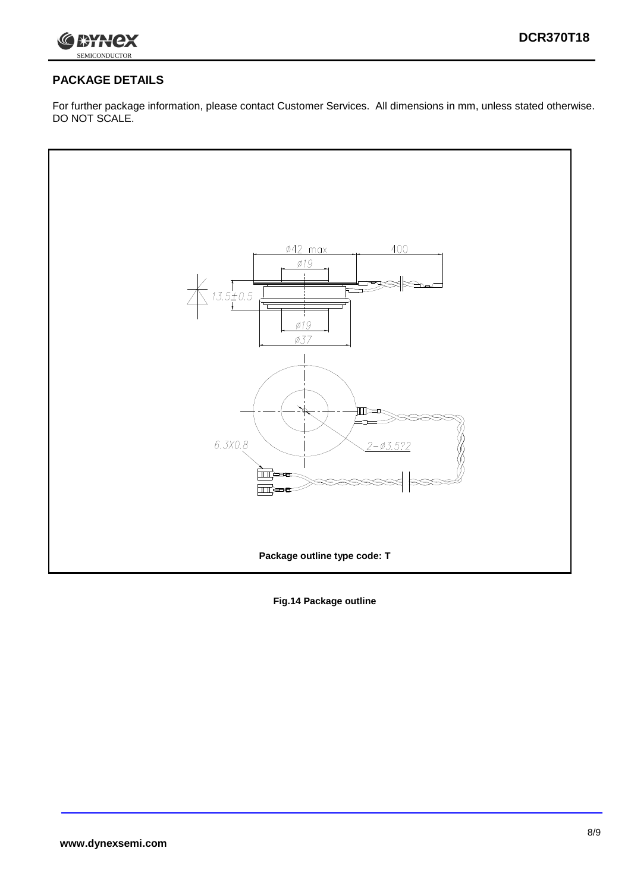## PACKAGE DETAILS

For further package information, please contact Customer Services. All dimensions in mm, unless stated otherwise. DO NOT SCALE.

Package outline type code: T

**Fig.14 Package outline**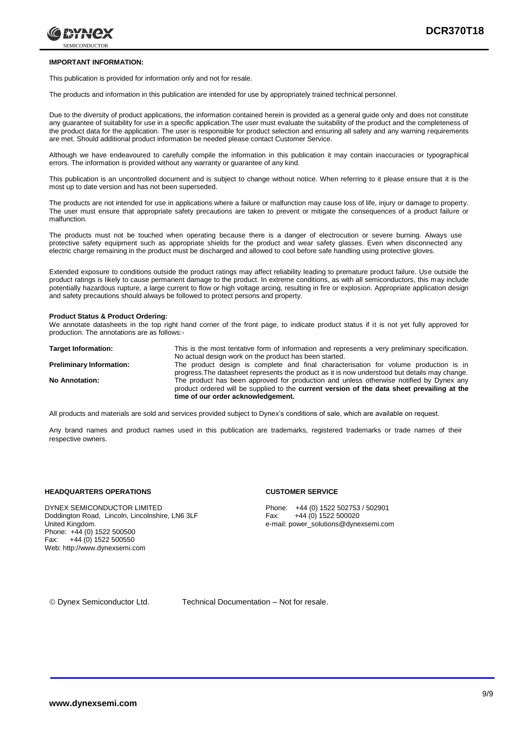**IMPORTANT INFORMATION:**

This publication is provided for information only and not for resale.

The products and information in this publication are intended for use by appropriately trained technical personnel.

Due to the diversity of product applications, the information contained herein is provided as a general guide only and does not constitute any guarantee of suitability for use in a specific application.The user must evaluate the suitability of the product and the completeness of the product data for the application. The user is responsible for product selection and ensuring all safety and any warning requirements are met. Should additional product information be needed please contact Customer Service.

Although we have endeavoured to carefully compile the information in this publication it may contain inaccuracies or typographical errors. The information is provided without any warranty or guarantee of any kind.

This publication is an uncontrolled document and is subject to change without notice. When referring to it please ensure that it is the most up to date version and has not been superseded.

The products are not intended for use in applications where a failure or malfunction may cause loss of life, injury or damage to property. The user must ensure that appropriate safety precautions are taken to prevent or mitigate the consequences of a product failure or malfunction.

The products must not be touched when operating because there is a danger of electrocution or severe burning. Always use protective safety equipment such as appropriate shields for the product and wear safety glasses. Even when disconnected any electric charge remaining in the product must be discharged and allowed to cool before safe handling using protective gloves.

Extended exposure to conditions outside the product ratings may affect reliability leading to premature product failure. Use outside the product ratings is likely to cause permanent damage to the product. In extreme conditions, as with all semiconductors, this may include potentially hazardous rupture, a large current to flow or high voltage arcing, resulting in fire or explosion. Appropriate application design and safety precautions should always be followed to protect persons and property.

**Product Status & Product Ordering:**

We annotate datasheets in the top right hand corner of the front page, to indicate product status if it is not yet fully approved for production. The annotations are as follows:-

| | |
|---|---|
| **Target Information:** | This is the most tentative form of information and represents a very preliminary specification. No actual design work on the product has been started. |
| **Preliminary Information:** | The product design is complete and final characterisation for volume production is in progress.The datasheet represents the product as it is now understood but details may change. |
| **No Annotation:** | The product has been approved for production and unless otherwise notified by Dynex any product ordered will be supplied to the **current version of the data sheet prevailing at the time of our order acknowledgement.** |

All products and materials are sold and services provided subject to Dynex's conditions of sale, which are available on request.

Any brand names and product names used in this publication are trademarks, registered trademarks or trade names of their respective owners.

**HEADQUARTERS OPERATIONS**

DYNEX SEMICONDUCTOR LIMITED
Doddington Road, Lincoln, Lincolnshire, LN6 3LF
United Kingdom.
Phone: +44 (0) 1522 500500
Fax: +44 (0) 1522 500550
Web: http://www.dynexsemi.com

**CUSTOMER SERVICE**

Phone: +44 (0) 1522 502753 / 502901
Fax: +44 (0) 1522 500020
e-mail: power_solutions@dynexsemi.com

© Dynex Semiconductor Ltd. Technical Documentation – Not for resale.